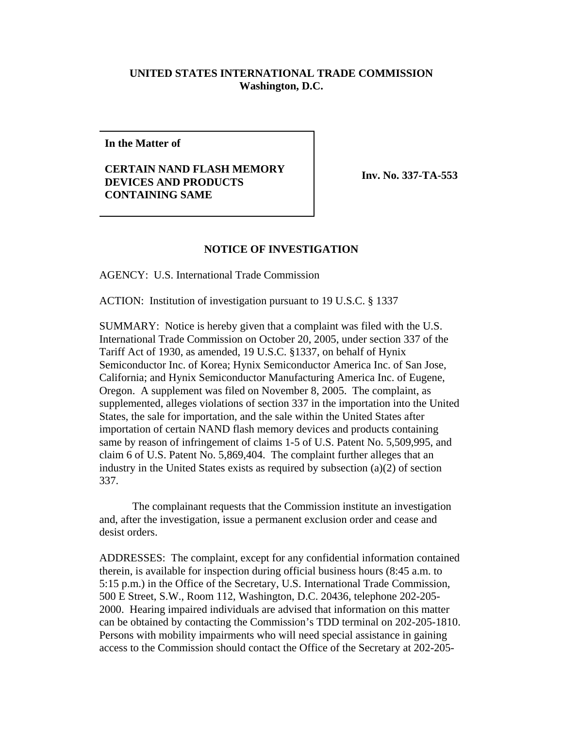**UNITED STATES INTERNATIONAL TRADE COMMISSION**
**Washington, D.C.**

**In the Matter of**

**CERTAIN NAND FLASH MEMORY DEVICES AND PRODUCTS CONTAINING SAME**

**Inv. No. 337-TA-553**

## NOTICE OF INVESTIGATION

AGENCY: U.S. International Trade Commission

ACTION: Institution of investigation pursuant to 19 U.S.C. § 1337

SUMMARY: Notice is hereby given that a complaint was filed with the U.S. International Trade Commission on October 20, 2005, under section 337 of the Tariff Act of 1930, as amended, 19 U.S.C. §1337, on behalf of Hynix Semiconductor Inc. of Korea; Hynix Semiconductor America Inc. of San Jose, California; and Hynix Semiconductor Manufacturing America Inc. of Eugene, Oregon. A supplement was filed on November 8, 2005. The complaint, as supplemented, alleges violations of section 337 in the importation into the United States, the sale for importation, and the sale within the United States after importation of certain NAND flash memory devices and products containing same by reason of infringement of claims 1-5 of U.S. Patent No. 5,509,995, and claim 6 of U.S. Patent No. 5,869,404. The complaint further alleges that an industry in the United States exists as required by subsection (a)(2) of section 337.

The complainant requests that the Commission institute an investigation and, after the investigation, issue a permanent exclusion order and cease and desist orders.

ADDRESSES: The complaint, except for any confidential information contained therein, is available for inspection during official business hours (8:45 a.m. to 5:15 p.m.) in the Office of the Secretary, U.S. International Trade Commission, 500 E Street, S.W., Room 112, Washington, D.C. 20436, telephone 202-205-2000. Hearing impaired individuals are advised that information on this matter can be obtained by contacting the Commission's TDD terminal on 202-205-1810. Persons with mobility impairments who will need special assistance in gaining access to the Commission should contact the Office of the Secretary at 202-205-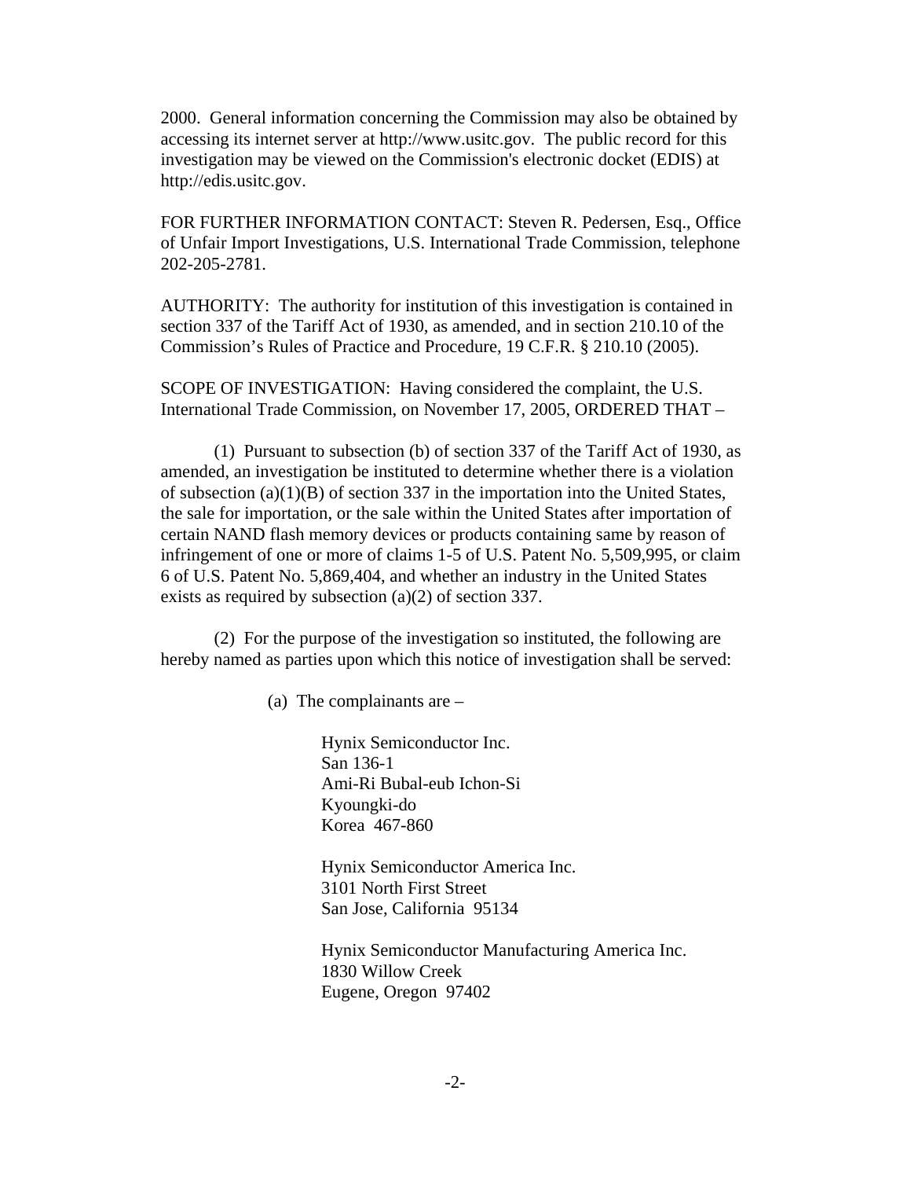2000. General information concerning the Commission may also be obtained by accessing its internet server at http://www.usitc.gov. The public record for this investigation may be viewed on the Commission's electronic docket (EDIS) at http://edis.usitc.gov.

FOR FURTHER INFORMATION CONTACT: Steven R. Pedersen, Esq., Office of Unfair Import Investigations, U.S. International Trade Commission, telephone 202-205-2781.

AUTHORITY: The authority for institution of this investigation is contained in section 337 of the Tariff Act of 1930, as amended, and in section 210.10 of the Commission's Rules of Practice and Procedure, 19 C.F.R. § 210.10 (2005).

SCOPE OF INVESTIGATION: Having considered the complaint, the U.S. International Trade Commission, on November 17, 2005, ORDERED THAT –

(1) Pursuant to subsection (b) of section 337 of the Tariff Act of 1930, as amended, an investigation be instituted to determine whether there is a violation of subsection (a)(1)(B) of section 337 in the importation into the United States, the sale for importation, or the sale within the United States after importation of certain NAND flash memory devices or products containing same by reason of infringement of one or more of claims 1-5 of U.S. Patent No. 5,509,995, or claim 6 of U.S. Patent No. 5,869,404, and whether an industry in the United States exists as required by subsection (a)(2) of section 337.

(2) For the purpose of the investigation so instituted, the following are hereby named as parties upon which this notice of investigation shall be served:

(a) The complainants are –

Hynix Semiconductor Inc.
San 136-1
Ami-Ri Bubal-eub Ichon-Si
Kyoungki-do
Korea 467-860

Hynix Semiconductor America Inc.
3101 North First Street
San Jose, California 95134

Hynix Semiconductor Manufacturing America Inc.
1830 Willow Creek
Eugene, Oregon 97402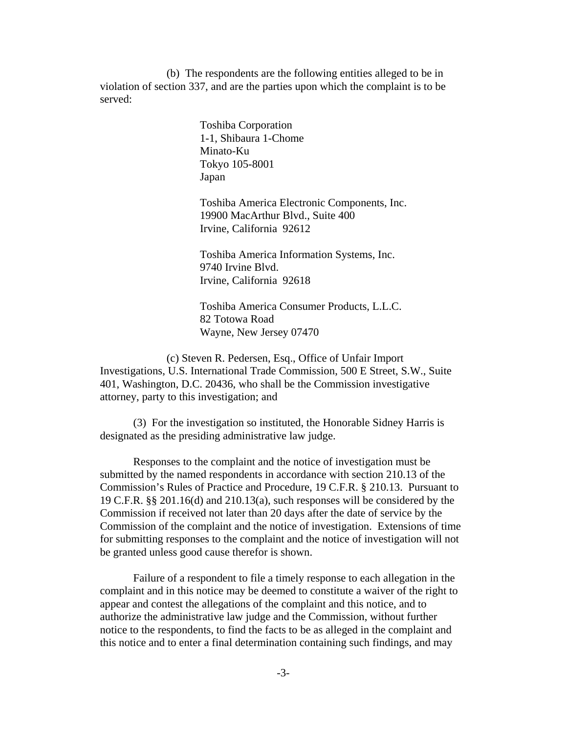(b) The respondents are the following entities alleged to be in violation of section 337, and are the parties upon which the complaint is to be served:

Toshiba Corporation
1-1, Shibaura 1-Chome
Minato-Ku
Tokyo 105-8001
Japan

Toshiba America Electronic Components, Inc.
19900 MacArthur Blvd., Suite 400
Irvine, California 92612

Toshiba America Information Systems, Inc.
9740 Irvine Blvd.
Irvine, California 92618

Toshiba America Consumer Products, L.L.C.
82 Totowa Road
Wayne, New Jersey 07470

(c) Steven R. Pedersen, Esq., Office of Unfair Import Investigations, U.S. International Trade Commission, 500 E Street, S.W., Suite 401, Washington, D.C. 20436, who shall be the Commission investigative attorney, party to this investigation; and

(3) For the investigation so instituted, the Honorable Sidney Harris is designated as the presiding administrative law judge.

Responses to the complaint and the notice of investigation must be submitted by the named respondents in accordance with section 210.13 of the Commission's Rules of Practice and Procedure, 19 C.F.R. § 210.13. Pursuant to 19 C.F.R. §§ 201.16(d) and 210.13(a), such responses will be considered by the Commission if received not later than 20 days after the date of service by the Commission of the complaint and the notice of investigation. Extensions of time for submitting responses to the complaint and the notice of investigation will not be granted unless good cause therefor is shown.

Failure of a respondent to file a timely response to each allegation in the complaint and in this notice may be deemed to constitute a waiver of the right to appear and contest the allegations of the complaint and this notice, and to authorize the administrative law judge and the Commission, without further notice to the respondents, to find the facts to be as alleged in the complaint and this notice and to enter a final determination containing such findings, and may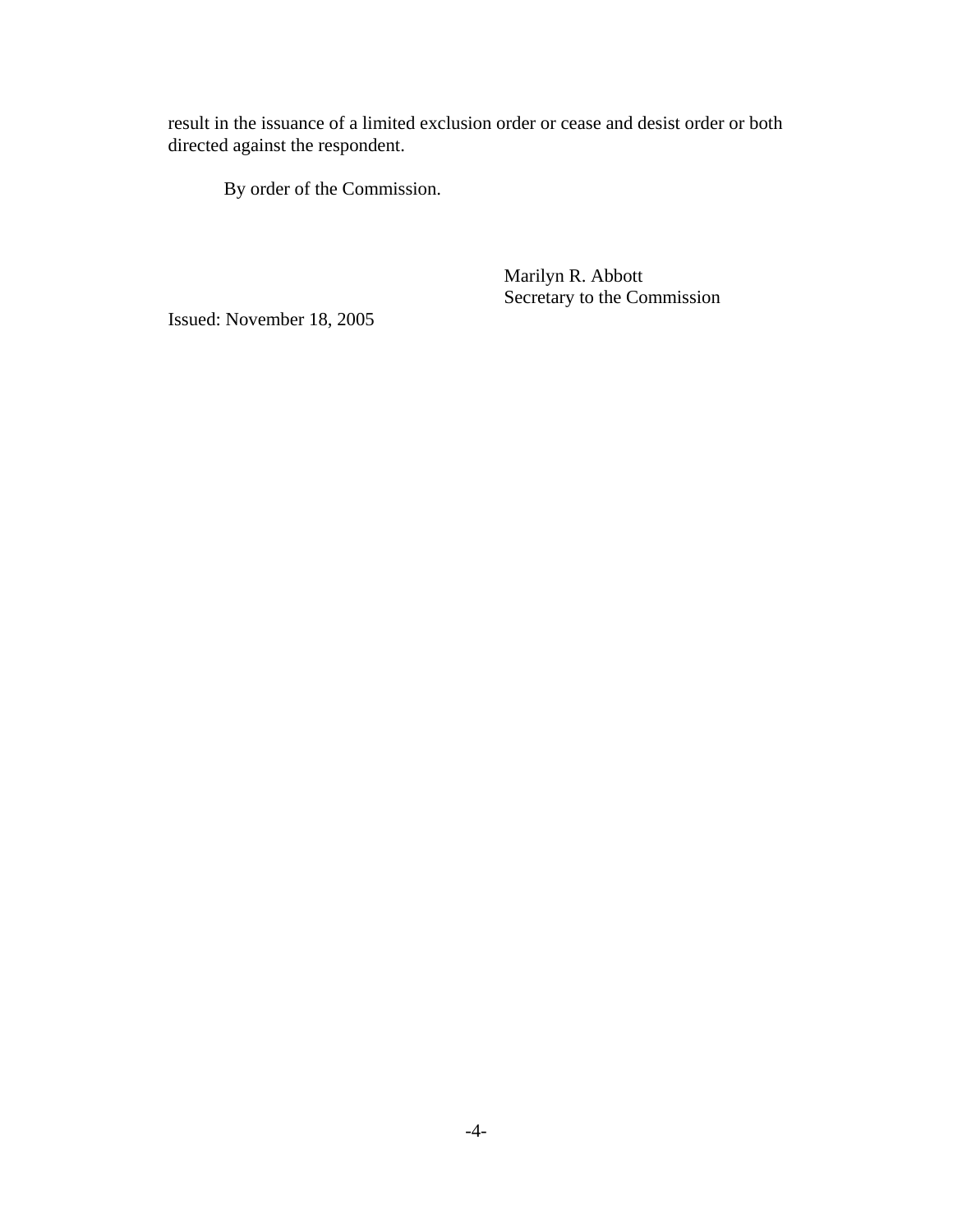result in the issuance of a limited exclusion order or cease and desist order or both directed against the respondent.

By order of the Commission.

Marilyn R. Abbott
Secretary to the Commission

Issued: November 18, 2005